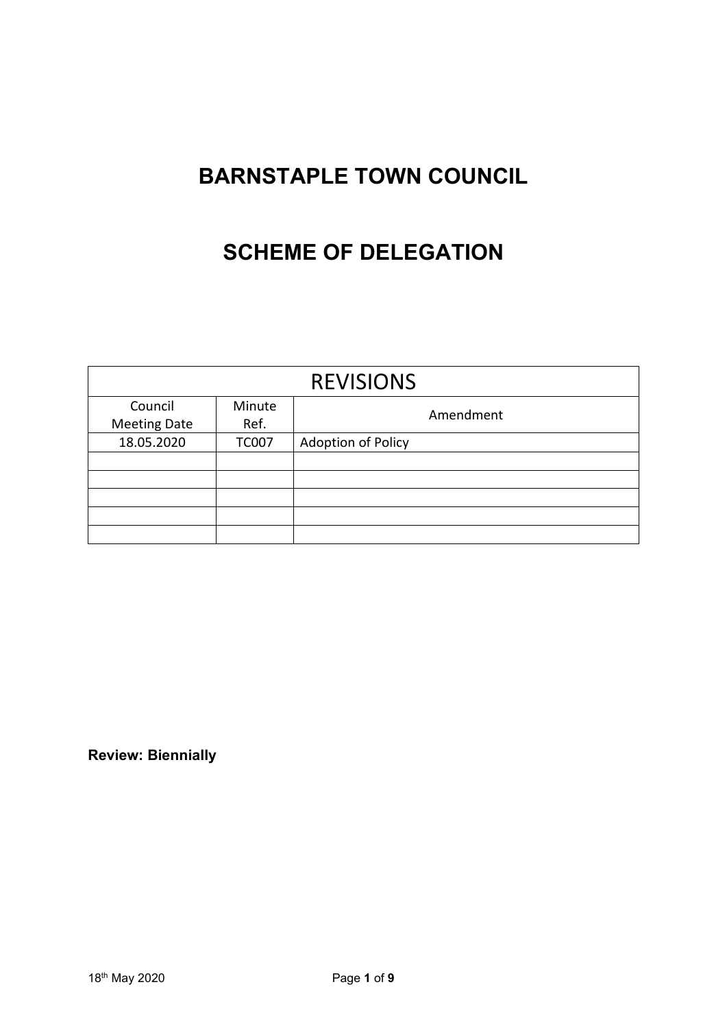# BARNSTAPLE TOWN COUNCIL

# SCHEME OF DELEGATION

| REVISIONS | | |
|---|---|---|
| Council Meeting Date | Minute Ref. | Amendment |
| 18.05.2020 | TC007 | Adoption of Policy |
| | | |
| | | |
| | | |
| | | |
| | | |

**Review: Biennially**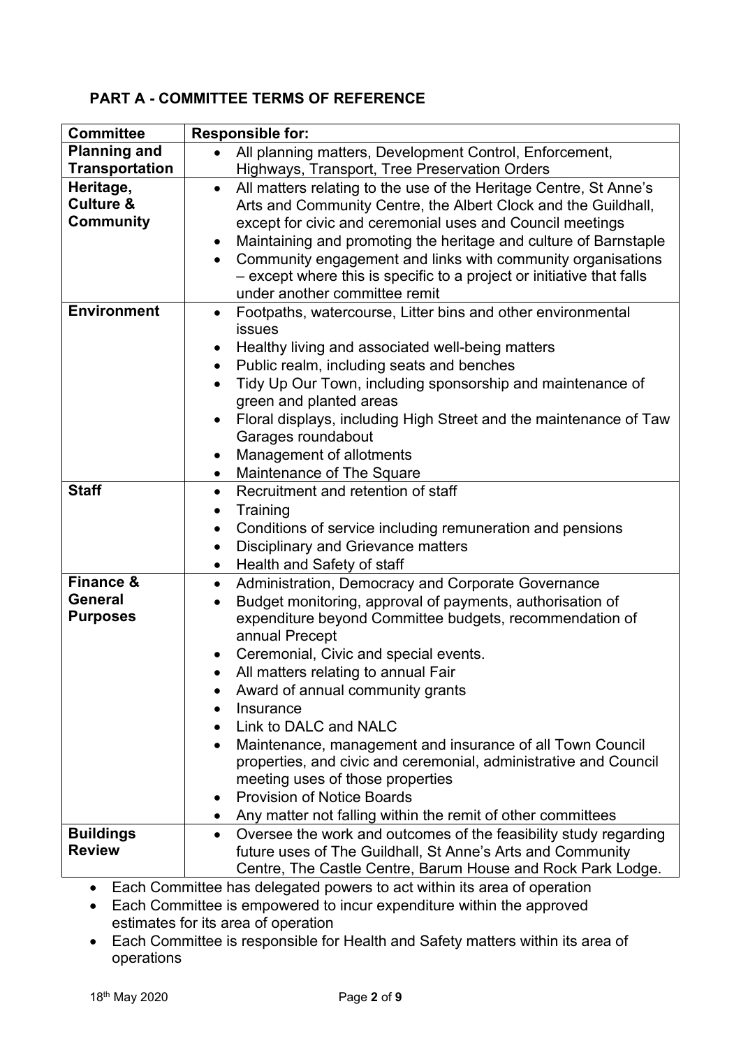## PART A - COMMITTEE TERMS OF REFERENCE

| Committee | Responsible for: |
|---|---|
| **Planning and Transportation** | • All planning matters, Development Control, Enforcement, Highways, Transport, Tree Preservation Orders |
| **Heritage, Culture & Community** | • All matters relating to the use of the Heritage Centre, St Anne's Arts and Community Centre, the Albert Clock and the Guildhall, except for civic and ceremonial uses and Council meetings<br>• Maintaining and promoting the heritage and culture of Barnstaple<br>• Community engagement and links with community organisations – except where this is specific to a project or initiative that falls under another committee remit |
| **Environment** | • Footpaths, watercourse, Litter bins and other environmental issues<br>• Healthy living and associated well-being matters<br>• Public realm, including seats and benches<br>• Tidy Up Our Town, including sponsorship and maintenance of green and planted areas<br>• Floral displays, including High Street and the maintenance of Taw Garages roundabout<br>• Management of allotments<br>• Maintenance of The Square |
| **Staff** | • Recruitment and retention of staff<br>• Training<br>• Conditions of service including remuneration and pensions<br>• Disciplinary and Grievance matters<br>• Health and Safety of staff |
| **Finance & General Purposes** | • Administration, Democracy and Corporate Governance<br>• Budget monitoring, approval of payments, authorisation of expenditure beyond Committee budgets, recommendation of annual Precept<br>• Ceremonial, Civic and special events.<br>• All matters relating to annual Fair<br>• Award of annual community grants<br>• Insurance<br>• Link to DALC and NALC<br>• Maintenance, management and insurance of all Town Council properties, and civic and ceremonial, administrative and Council meeting uses of those properties<br>• Provision of Notice Boards<br>• Any matter not falling within the remit of other committees |
| **Buildings Review** | • Oversee the work and outcomes of the feasibility study regarding future uses of The Guildhall, St Anne's Arts and Community Centre, The Castle Centre, Barum House and Rock Park Lodge. |

- Each Committee has delegated powers to act within its area of operation
- Each Committee is empowered to incur expenditure within the approved estimates for its area of operation
- Each Committee is responsible for Health and Safety matters within its area of operations

18th May 2020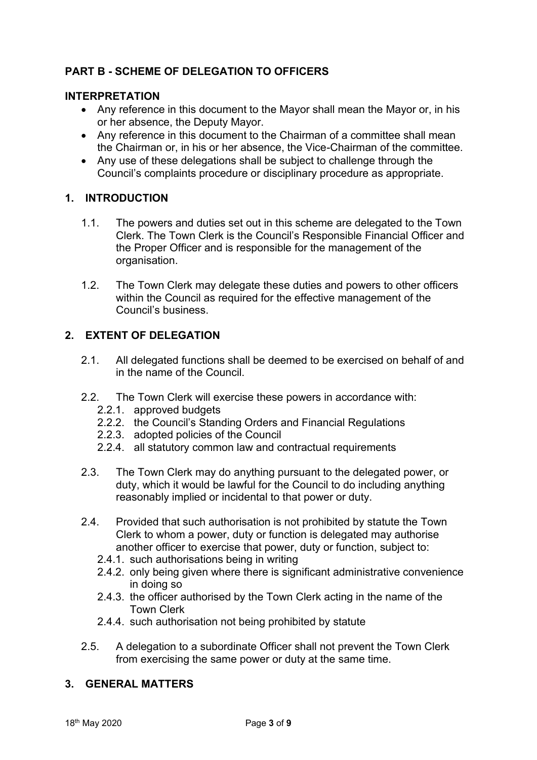## PART B - SCHEME OF DELEGATION TO OFFICERS

### INTERPRETATION

- Any reference in this document to the Mayor shall mean the Mayor or, in his or her absence, the Deputy Mayor.
- Any reference in this document to the Chairman of a committee shall mean the Chairman or, in his or her absence, the Vice-Chairman of the committee.
- Any use of these delegations shall be subject to challenge through the Council's complaints procedure or disciplinary procedure as appropriate.

### 1. INTRODUCTION

1.1. The powers and duties set out in this scheme are delegated to the Town Clerk. The Town Clerk is the Council's Responsible Financial Officer and the Proper Officer and is responsible for the management of the organisation.

1.2. The Town Clerk may delegate these duties and powers to other officers within the Council as required for the effective management of the Council's business.

### 2. EXTENT OF DELEGATION

2.1. All delegated functions shall be deemed to be exercised on behalf of and in the name of the Council.

2.2. The Town Clerk will exercise these powers in accordance with:

2.2.1. approved budgets

2.2.2. the Council's Standing Orders and Financial Regulations

2.2.3. adopted policies of the Council

2.2.4. all statutory common law and contractual requirements

2.3. The Town Clerk may do anything pursuant to the delegated power, or duty, which it would be lawful for the Council to do including anything reasonably implied or incidental to that power or duty.

2.4. Provided that such authorisation is not prohibited by statute the Town Clerk to whom a power, duty or function is delegated may authorise another officer to exercise that power, duty or function, subject to:

2.4.1. such authorisations being in writing

2.4.2. only being given where there is significant administrative convenience in doing so

2.4.3. the officer authorised by the Town Clerk acting in the name of the Town Clerk

2.4.4. such authorisation not being prohibited by statute

2.5. A delegation to a subordinate Officer shall not prevent the Town Clerk from exercising the same power or duty at the same time.

### 3. GENERAL MATTERS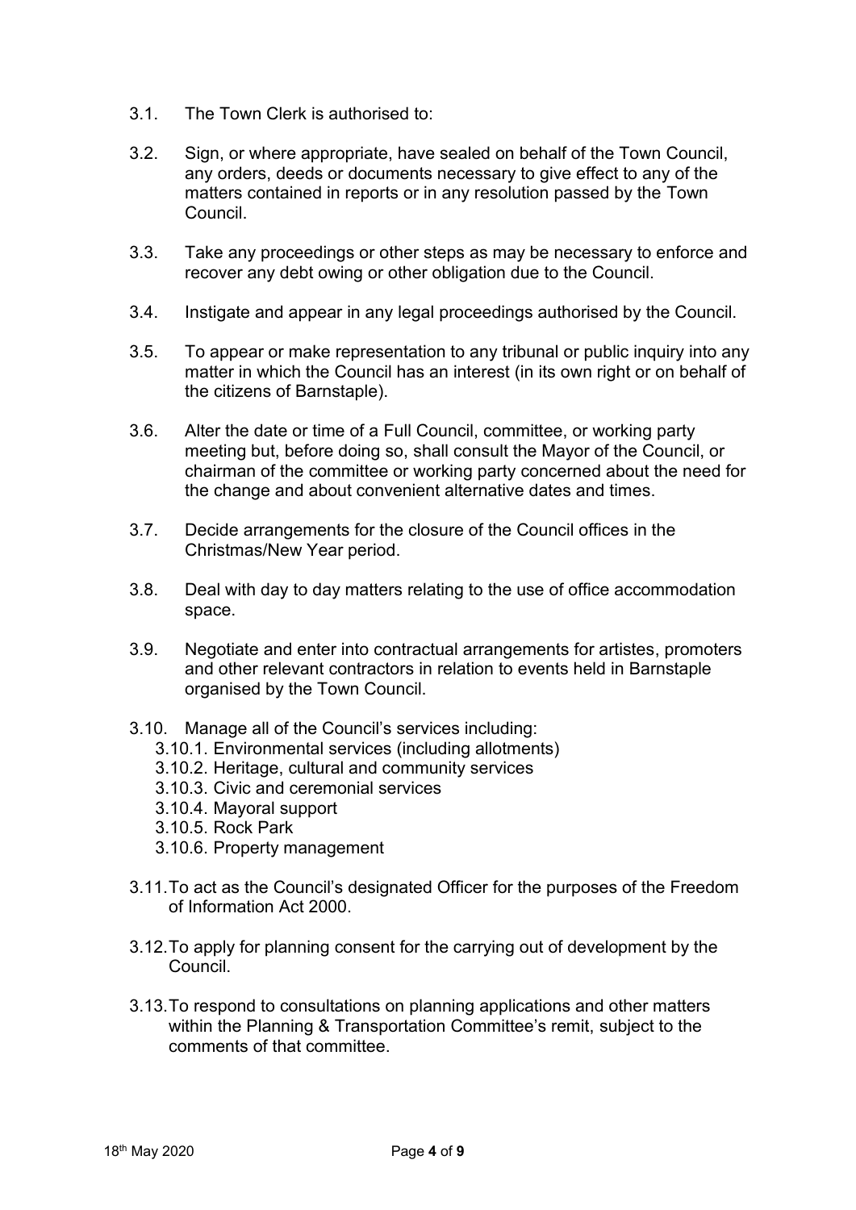3.1. The Town Clerk is authorised to:

3.2. Sign, or where appropriate, have sealed on behalf of the Town Council, any orders, deeds or documents necessary to give effect to any of the matters contained in reports or in any resolution passed by the Town Council.

3.3. Take any proceedings or other steps as may be necessary to enforce and recover any debt owing or other obligation due to the Council.

3.4. Instigate and appear in any legal proceedings authorised by the Council.

3.5. To appear or make representation to any tribunal or public inquiry into any matter in which the Council has an interest (in its own right or on behalf of the citizens of Barnstaple).

3.6. Alter the date or time of a Full Council, committee, or working party meeting but, before doing so, shall consult the Mayor of the Council, or chairman of the committee or working party concerned about the need for the change and about convenient alternative dates and times.

3.7. Decide arrangements for the closure of the Council offices in the Christmas/New Year period.

3.8. Deal with day to day matters relating to the use of office accommodation space.

3.9. Negotiate and enter into contractual arrangements for artistes, promoters and other relevant contractors in relation to events held in Barnstaple organised by the Town Council.

3.10. Manage all of the Council's services including:
  - 3.10.1. Environmental services (including allotments)
  - 3.10.2. Heritage, cultural and community services
  - 3.10.3. Civic and ceremonial services
  - 3.10.4. Mayoral support
  - 3.10.5. Rock Park
  - 3.10.6. Property management

3.11. To act as the Council's designated Officer for the purposes of the Freedom of Information Act 2000.

3.12. To apply for planning consent for the carrying out of development by the Council.

3.13. To respond to consultations on planning applications and other matters within the Planning & Transportation Committee's remit, subject to the comments of that committee.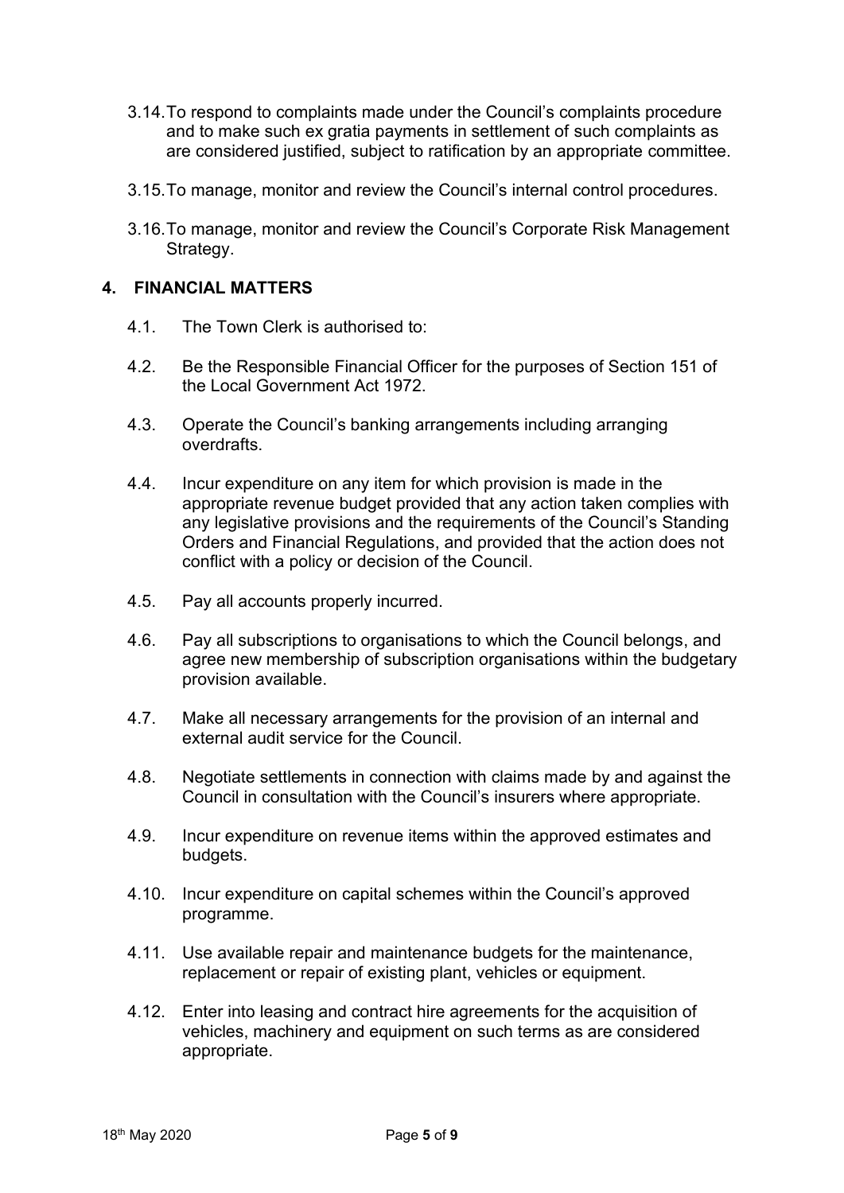3.14. To respond to complaints made under the Council's complaints procedure and to make such ex gratia payments in settlement of such complaints as are considered justified, subject to ratification by an appropriate committee.

3.15. To manage, monitor and review the Council's internal control procedures.

3.16. To manage, monitor and review the Council's Corporate Risk Management Strategy.

## 4. FINANCIAL MATTERS

4.1. The Town Clerk is authorised to:

4.2. Be the Responsible Financial Officer for the purposes of Section 151 of the Local Government Act 1972.

4.3. Operate the Council's banking arrangements including arranging overdrafts.

4.4. Incur expenditure on any item for which provision is made in the appropriate revenue budget provided that any action taken complies with any legislative provisions and the requirements of the Council's Standing Orders and Financial Regulations, and provided that the action does not conflict with a policy or decision of the Council.

4.5. Pay all accounts properly incurred.

4.6. Pay all subscriptions to organisations to which the Council belongs, and agree new membership of subscription organisations within the budgetary provision available.

4.7. Make all necessary arrangements for the provision of an internal and external audit service for the Council.

4.8. Negotiate settlements in connection with claims made by and against the Council in consultation with the Council's insurers where appropriate.

4.9. Incur expenditure on revenue items within the approved estimates and budgets.

4.10. Incur expenditure on capital schemes within the Council's approved programme.

4.11. Use available repair and maintenance budgets for the maintenance, replacement or repair of existing plant, vehicles or equipment.

4.12. Enter into leasing and contract hire agreements for the acquisition of vehicles, machinery and equipment on such terms as are considered appropriate.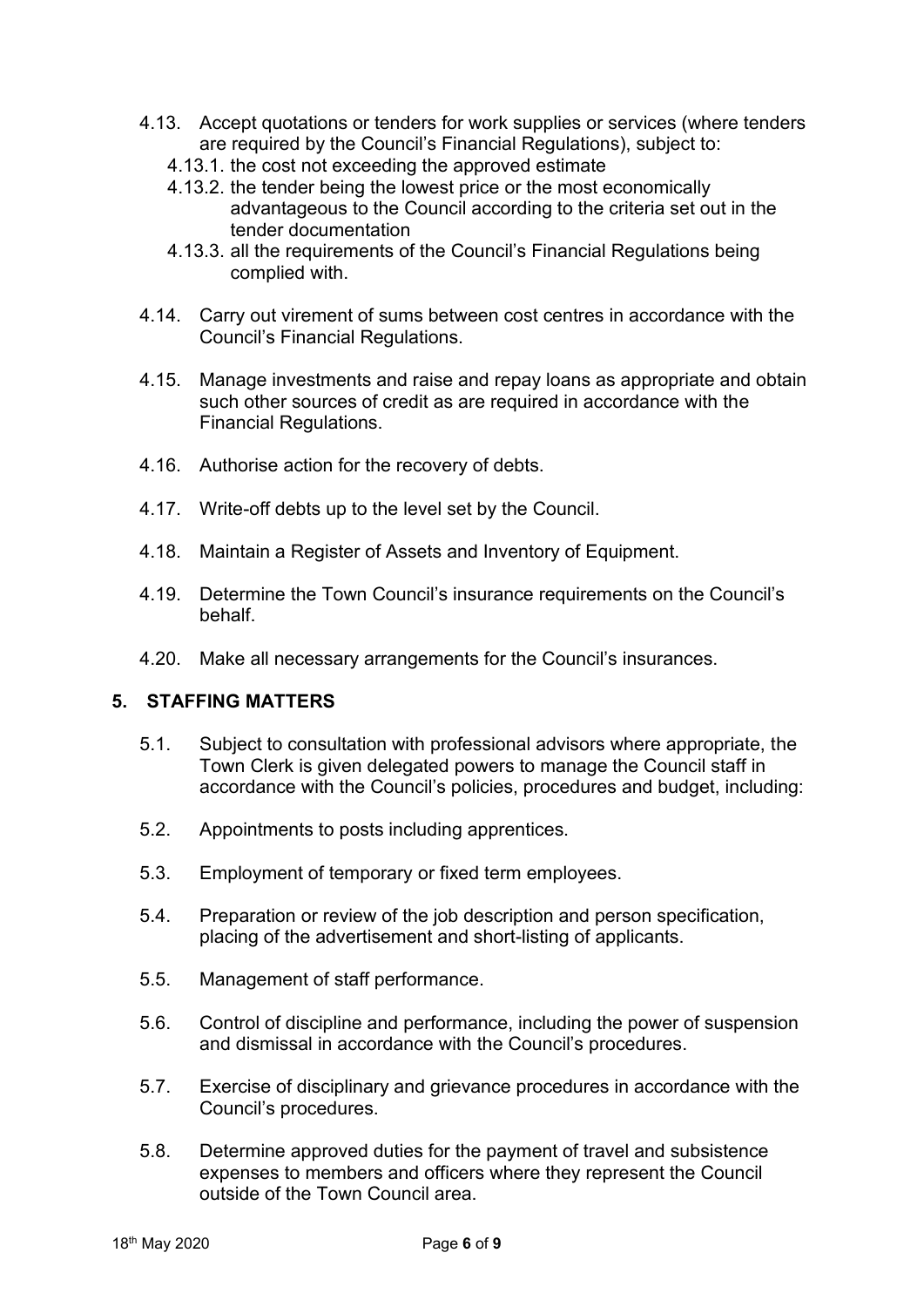4.13. Accept quotations or tenders for work supplies or services (where tenders are required by the Council's Financial Regulations), subject to:

   4.13.1. the cost not exceeding the approved estimate

   4.13.2. the tender being the lowest price or the most economically advantageous to the Council according to the criteria set out in the tender documentation

   4.13.3. all the requirements of the Council's Financial Regulations being complied with.

4.14. Carry out virement of sums between cost centres in accordance with the Council's Financial Regulations.

4.15. Manage investments and raise and repay loans as appropriate and obtain such other sources of credit as are required in accordance with the Financial Regulations.

4.16. Authorise action for the recovery of debts.

4.17. Write-off debts up to the level set by the Council.

4.18. Maintain a Register of Assets and Inventory of Equipment.

4.19. Determine the Town Council's insurance requirements on the Council's behalf.

4.20. Make all necessary arrangements for the Council's insurances.

## 5. STAFFING MATTERS

5.1. Subject to consultation with professional advisors where appropriate, the Town Clerk is given delegated powers to manage the Council staff in accordance with the Council's policies, procedures and budget, including:

5.2. Appointments to posts including apprentices.

5.3. Employment of temporary or fixed term employees.

5.4. Preparation or review of the job description and person specification, placing of the advertisement and short-listing of applicants.

5.5. Management of staff performance.

5.6. Control of discipline and performance, including the power of suspension and dismissal in accordance with the Council's procedures.

5.7. Exercise of disciplinary and grievance procedures in accordance with the Council's procedures.

5.8. Determine approved duties for the payment of travel and subsistence expenses to members and officers where they represent the Council outside of the Town Council area.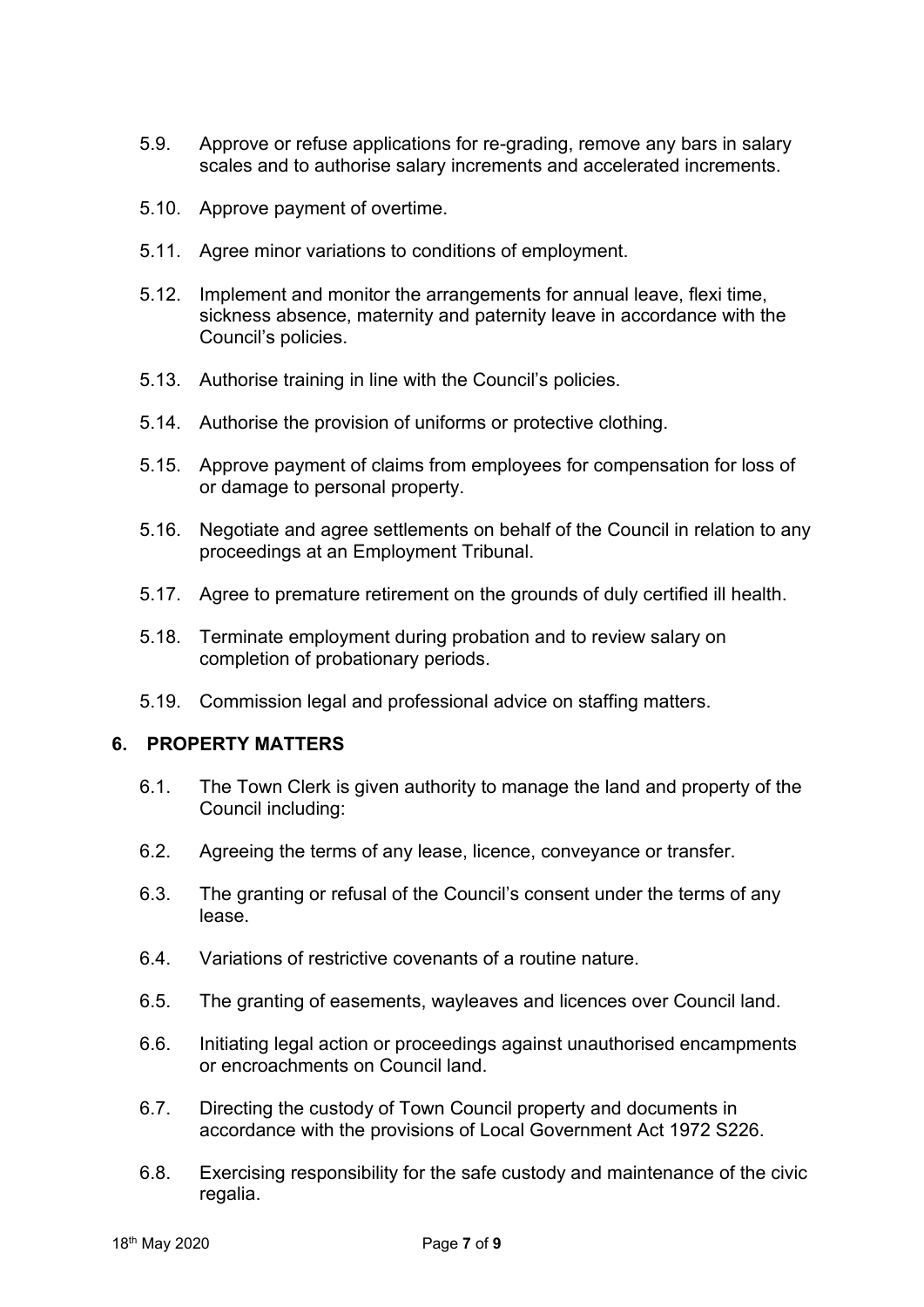5.9. Approve or refuse applications for re-grading, remove any bars in salary scales and to authorise salary increments and accelerated increments.

5.10. Approve payment of overtime.

5.11. Agree minor variations to conditions of employment.

5.12. Implement and monitor the arrangements for annual leave, flexi time, sickness absence, maternity and paternity leave in accordance with the Council's policies.

5.13. Authorise training in line with the Council's policies.

5.14. Authorise the provision of uniforms or protective clothing.

5.15. Approve payment of claims from employees for compensation for loss of or damage to personal property.

5.16. Negotiate and agree settlements on behalf of the Council in relation to any proceedings at an Employment Tribunal.

5.17. Agree to premature retirement on the grounds of duly certified ill health.

5.18. Terminate employment during probation and to review salary on completion of probationary periods.

5.19. Commission legal and professional advice on staffing matters.

## 6. PROPERTY MATTERS

6.1. The Town Clerk is given authority to manage the land and property of the Council including:

6.2. Agreeing the terms of any lease, licence, conveyance or transfer.

6.3. The granting or refusal of the Council's consent under the terms of any lease.

6.4. Variations of restrictive covenants of a routine nature.

6.5. The granting of easements, wayleaves and licences over Council land.

6.6. Initiating legal action or proceedings against unauthorised encampments or encroachments on Council land.

6.7. Directing the custody of Town Council property and documents in accordance with the provisions of Local Government Act 1972 S226.

6.8. Exercising responsibility for the safe custody and maintenance of the civic regalia.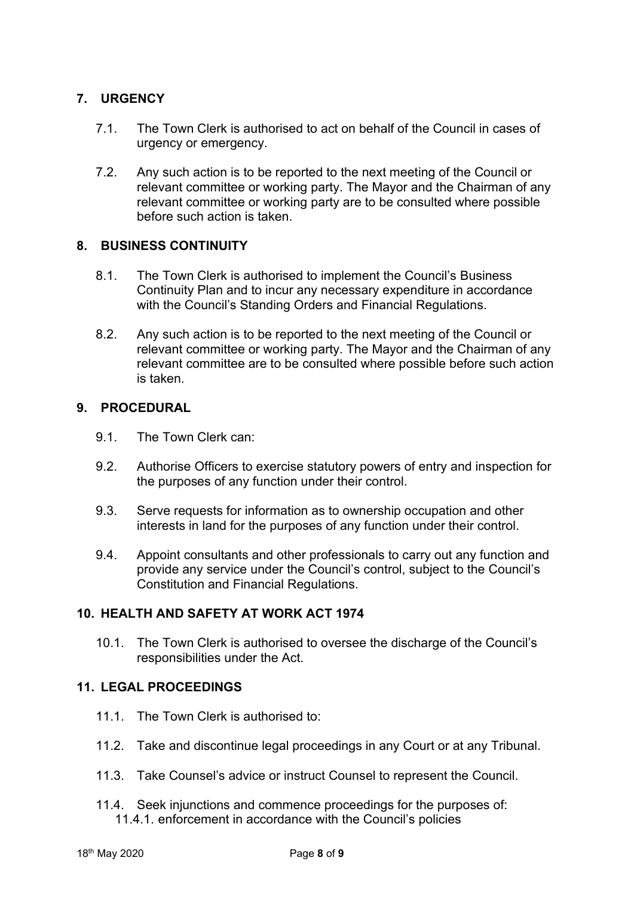## 7. URGENCY

7.1. The Town Clerk is authorised to act on behalf of the Council in cases of urgency or emergency.

7.2. Any such action is to be reported to the next meeting of the Council or relevant committee or working party. The Mayor and the Chairman of any relevant committee or working party are to be consulted where possible before such action is taken.

## 8. BUSINESS CONTINUITY

8.1. The Town Clerk is authorised to implement the Council's Business Continuity Plan and to incur any necessary expenditure in accordance with the Council's Standing Orders and Financial Regulations.

8.2. Any such action is to be reported to the next meeting of the Council or relevant committee or working party. The Mayor and the Chairman of any relevant committee are to be consulted where possible before such action is taken.

## 9. PROCEDURAL

9.1. The Town Clerk can:

9.2. Authorise Officers to exercise statutory powers of entry and inspection for the purposes of any function under their control.

9.3. Serve requests for information as to ownership occupation and other interests in land for the purposes of any function under their control.

9.4. Appoint consultants and other professionals to carry out any function and provide any service under the Council's control, subject to the Council's Constitution and Financial Regulations.

## 10. HEALTH AND SAFETY AT WORK ACT 1974

10.1. The Town Clerk is authorised to oversee the discharge of the Council's responsibilities under the Act.

## 11. LEGAL PROCEEDINGS

11.1. The Town Clerk is authorised to:

11.2. Take and discontinue legal proceedings in any Court or at any Tribunal.

11.3. Take Counsel's advice or instruct Counsel to represent the Council.

11.4. Seek injunctions and commence proceedings for the purposes of:
   11.4.1. enforcement in accordance with the Council's policies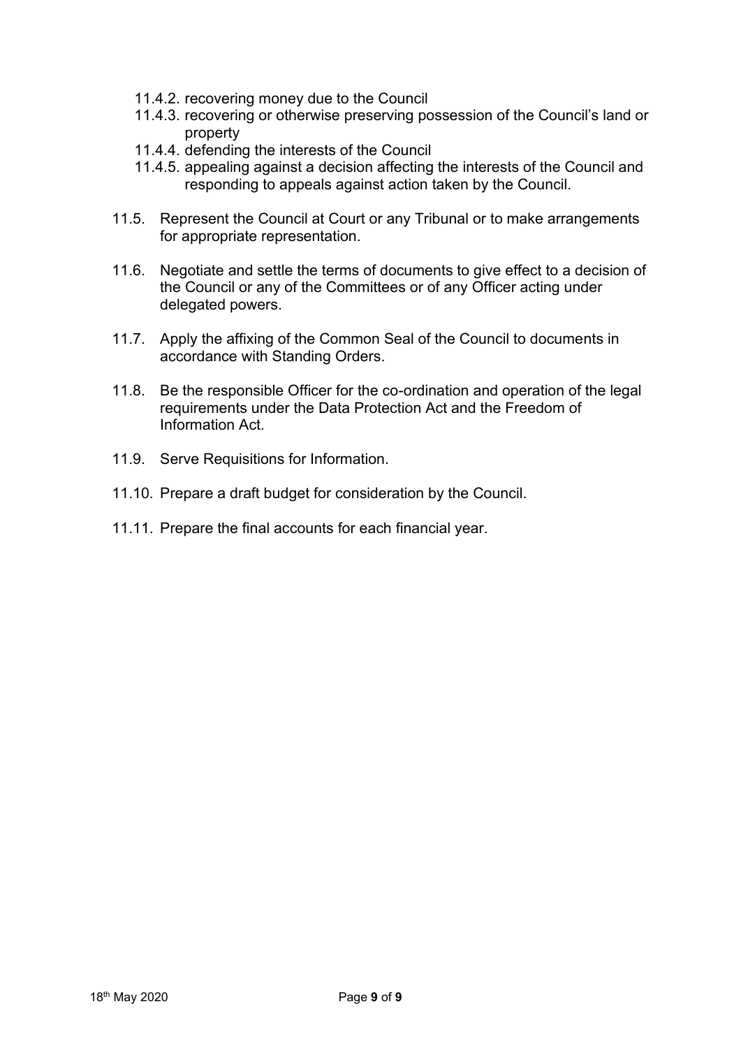11.4.2. recovering money due to the Council
11.4.3. recovering or otherwise preserving possession of the Council's land or property
11.4.4. defending the interests of the Council
11.4.5. appealing against a decision affecting the interests of the Council and responding to appeals against action taken by the Council.

11.5. Represent the Council at Court or any Tribunal or to make arrangements for appropriate representation.

11.6. Negotiate and settle the terms of documents to give effect to a decision of the Council or any of the Committees or of any Officer acting under delegated powers.

11.7. Apply the affixing of the Common Seal of the Council to documents in accordance with Standing Orders.

11.8. Be the responsible Officer for the co-ordination and operation of the legal requirements under the Data Protection Act and the Freedom of Information Act.

11.9. Serve Requisitions for Information.

11.10. Prepare a draft budget for consideration by the Council.

11.11. Prepare the final accounts for each financial year.